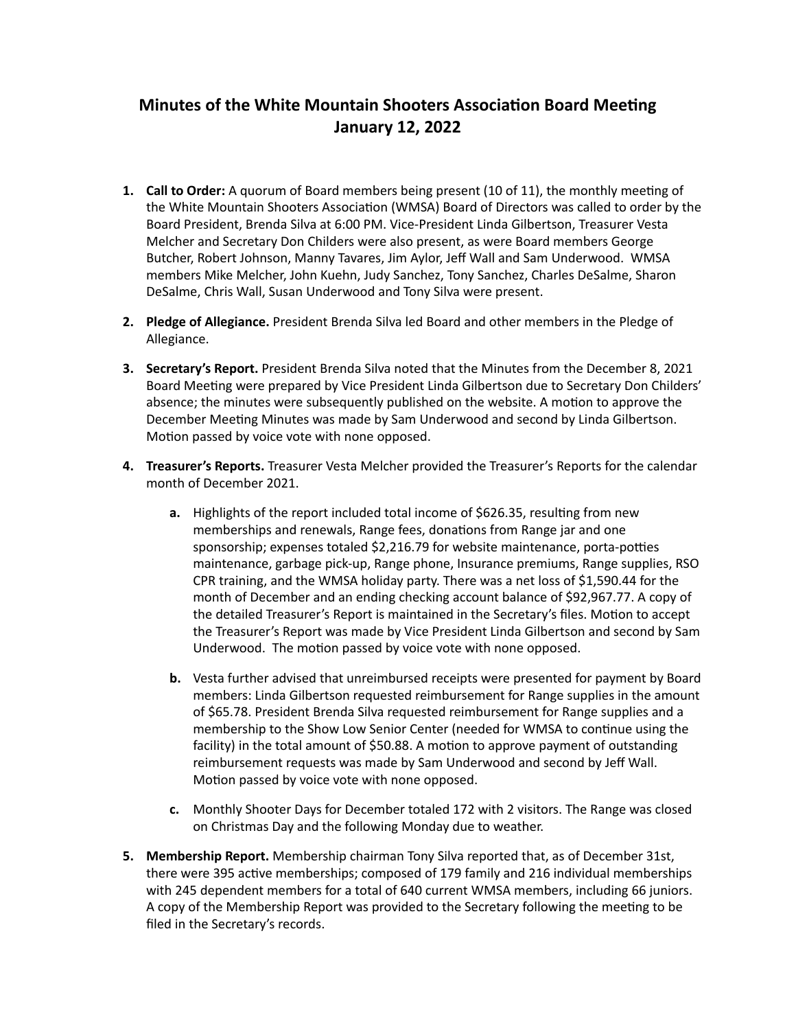# Minutes of the White Mountain Shooters Association Board Meeting
# January 12, 2022

1. **Call to Order:** A quorum of Board members being present (10 of 11), the monthly meeting of the White Mountain Shooters Association (WMSA) Board of Directors was called to order by the Board President, Brenda Silva at 6:00 PM. Vice-President Linda Gilbertson, Treasurer Vesta Melcher and Secretary Don Childers were also present, as were Board members George Butcher, Robert Johnson, Manny Tavares, Jim Aylor, Jeff Wall and Sam Underwood. WMSA members Mike Melcher, John Kuehn, Judy Sanchez, Tony Sanchez, Charles DeSalme, Sharon DeSalme, Chris Wall, Susan Underwood and Tony Silva were present.

2. **Pledge of Allegiance.** President Brenda Silva led Board and other members in the Pledge of Allegiance.

3. **Secretary's Report.** President Brenda Silva noted that the Minutes from the December 8, 2021 Board Meeting were prepared by Vice President Linda Gilbertson due to Secretary Don Childers' absence; the minutes were subsequently published on the website. A motion to approve the December Meeting Minutes was made by Sam Underwood and second by Linda Gilbertson. Motion passed by voice vote with none opposed.

4. **Treasurer's Reports.** Treasurer Vesta Melcher provided the Treasurer's Reports for the calendar month of December 2021.

   a. Highlights of the report included total income of $626.35, resulting from new memberships and renewals, Range fees, donations from Range jar and one sponsorship; expenses totaled $2,216.79 for website maintenance, porta-potties maintenance, garbage pick-up, Range phone, Insurance premiums, Range supplies, RSO CPR training, and the WMSA holiday party. There was a net loss of $1,590.44 for the month of December and an ending checking account balance of $92,967.77. A copy of the detailed Treasurer's Report is maintained in the Secretary's files. Motion to accept the Treasurer's Report was made by Vice President Linda Gilbertson and second by Sam Underwood. The motion passed by voice vote with none opposed.

   b. Vesta further advised that unreimbursed receipts were presented for payment by Board members: Linda Gilbertson requested reimbursement for Range supplies in the amount of $65.78. President Brenda Silva requested reimbursement for Range supplies and a membership to the Show Low Senior Center (needed for WMSA to continue using the facility) in the total amount of $50.88. A motion to approve payment of outstanding reimbursement requests was made by Sam Underwood and second by Jeff Wall. Motion passed by voice vote with none opposed.

   c. Monthly Shooter Days for December totaled 172 with 2 visitors. The Range was closed on Christmas Day and the following Monday due to weather.

5. **Membership Report.** Membership chairman Tony Silva reported that, as of December 31st, there were 395 active memberships; composed of 179 family and 216 individual memberships with 245 dependent members for a total of 640 current WMSA members, including 66 juniors. A copy of the Membership Report was provided to the Secretary following the meeting to be filed in the Secretary's records.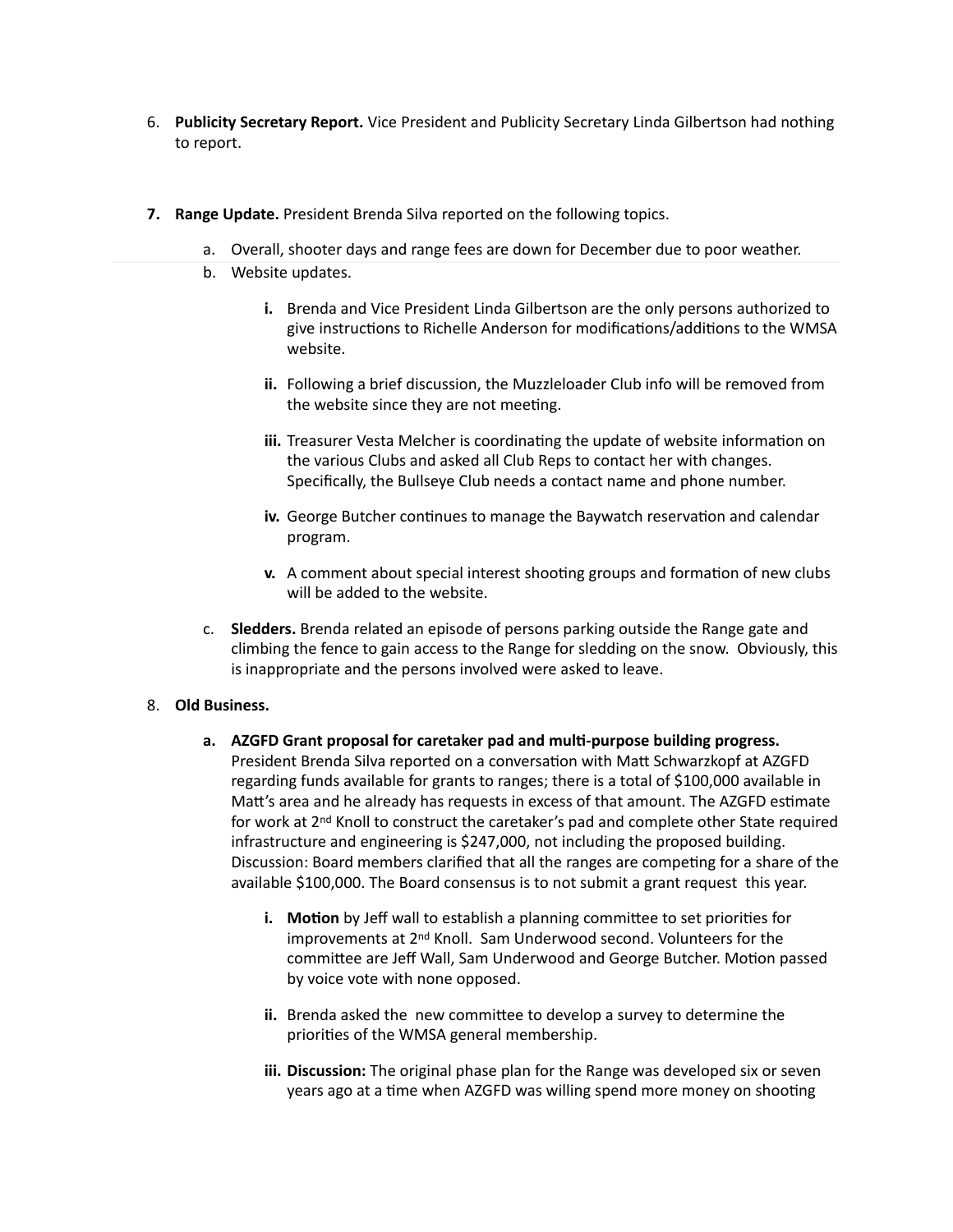6. **Publicity Secretary Report.** Vice President and Publicity Secretary Linda Gilbertson had nothing to report.

7. **Range Update.** President Brenda Silva reported on the following topics.

   a. Overall, shooter days and range fees are down for December due to poor weather.

   b. Website updates.

      **i.** Brenda and Vice President Linda Gilbertson are the only persons authorized to give instructions to Richelle Anderson for modifications/additions to the WMSA website.

      **ii.** Following a brief discussion, the Muzzleloader Club info will be removed from the website since they are not meeting.

      **iii.** Treasurer Vesta Melcher is coordinating the update of website information on the various Clubs and asked all Club Reps to contact her with changes. Specifically, the Bullseye Club needs a contact name and phone number.

      **iv.** George Butcher continues to manage the Baywatch reservation and calendar program.

      **v.** A comment about special interest shooting groups and formation of new clubs will be added to the website.

   c. **Sledders.** Brenda related an episode of persons parking outside the Range gate and climbing the fence to gain access to the Range for sledding on the snow. Obviously, this is inappropriate and the persons involved were asked to leave.

8. **Old Business.**

   **a. AZGFD Grant proposal for caretaker pad and multi-purpose building progress.** President Brenda Silva reported on a conversation with Matt Schwarzkopf at AZGFD regarding funds available for grants to ranges; there is a total of $100,000 available in Matt's area and he already has requests in excess of that amount. The AZGFD estimate for work at 2nd Knoll to construct the caretaker's pad and complete other State required infrastructure and engineering is $247,000, not including the proposed building. Discussion: Board members clarified that all the ranges are competing for a share of the available $100,000. The Board consensus is to not submit a grant request this year.

      **i. Motion** by Jeff wall to establish a planning committee to set priorities for improvements at 2nd Knoll. Sam Underwood second. Volunteers for the committee are Jeff Wall, Sam Underwood and George Butcher. Motion passed by voice vote with none opposed.

      **ii.** Brenda asked the new committee to develop a survey to determine the priorities of the WMSA general membership.

      **iii. Discussion:** The original phase plan for the Range was developed six or seven years ago at a time when AZGFD was willing spend more money on shooting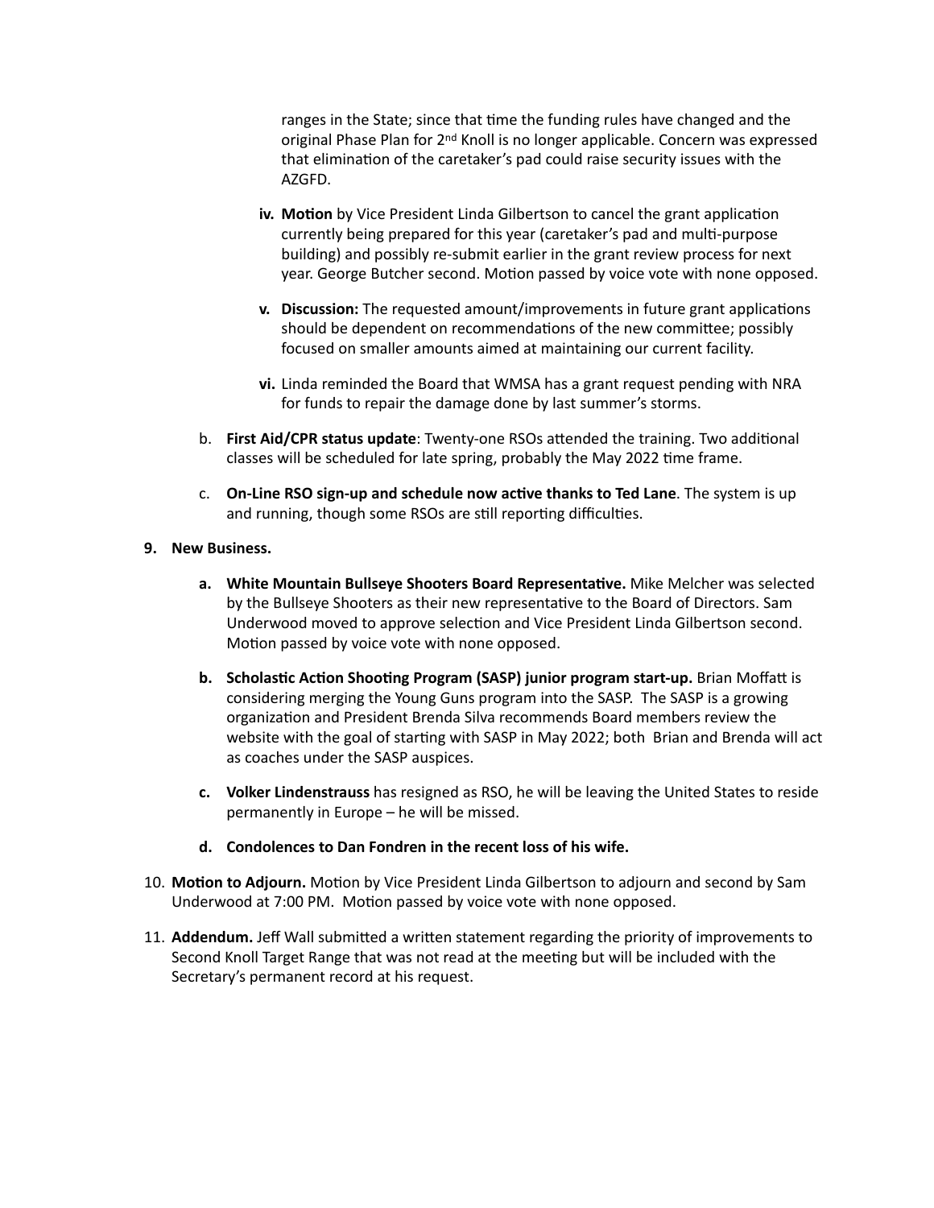ranges in the State; since that time the funding rules have changed and the original Phase Plan for 2nd Knoll is no longer applicable. Concern was expressed that elimination of the caretaker's pad could raise security issues with the AZGFD.

iv. **Motion** by Vice President Linda Gilbertson to cancel the grant application currently being prepared for this year (caretaker's pad and multi-purpose building) and possibly re-submit earlier in the grant review process for next year. George Butcher second. Motion passed by voice vote with none opposed.

v. **Discussion:** The requested amount/improvements in future grant applications should be dependent on recommendations of the new committee; possibly focused on smaller amounts aimed at maintaining our current facility.

vi. Linda reminded the Board that WMSA has a grant request pending with NRA for funds to repair the damage done by last summer's storms.

b. **First Aid/CPR status update**: Twenty-one RSOs attended the training. Two additional classes will be scheduled for late spring, probably the May 2022 time frame.

c. **On-Line RSO sign-up and schedule now active thanks to Ted Lane**. The system is up and running, though some RSOs are still reporting difficulties.

9. **New Business.**

   a. **White Mountain Bullseye Shooters Board Representative.** Mike Melcher was selected by the Bullseye Shooters as their new representative to the Board of Directors. Sam Underwood moved to approve selection and Vice President Linda Gilbertson second. Motion passed by voice vote with none opposed.

   b. **Scholastic Action Shooting Program (SASP) junior program start-up.** Brian Moffatt is considering merging the Young Guns program into the SASP. The SASP is a growing organization and President Brenda Silva recommends Board members review the website with the goal of starting with SASP in May 2022; both Brian and Brenda will act as coaches under the SASP auspices.

   c. **Volker Lindenstrauss** has resigned as RSO, he will be leaving the United States to reside permanently in Europe – he will be missed.

   d. **Condolences to Dan Fondren in the recent loss of his wife.**

10. **Motion to Adjourn.** Motion by Vice President Linda Gilbertson to adjourn and second by Sam Underwood at 7:00 PM. Motion passed by voice vote with none opposed.

11. **Addendum.** Jeff Wall submitted a written statement regarding the priority of improvements to Second Knoll Target Range that was not read at the meeting but will be included with the Secretary's permanent record at his request.